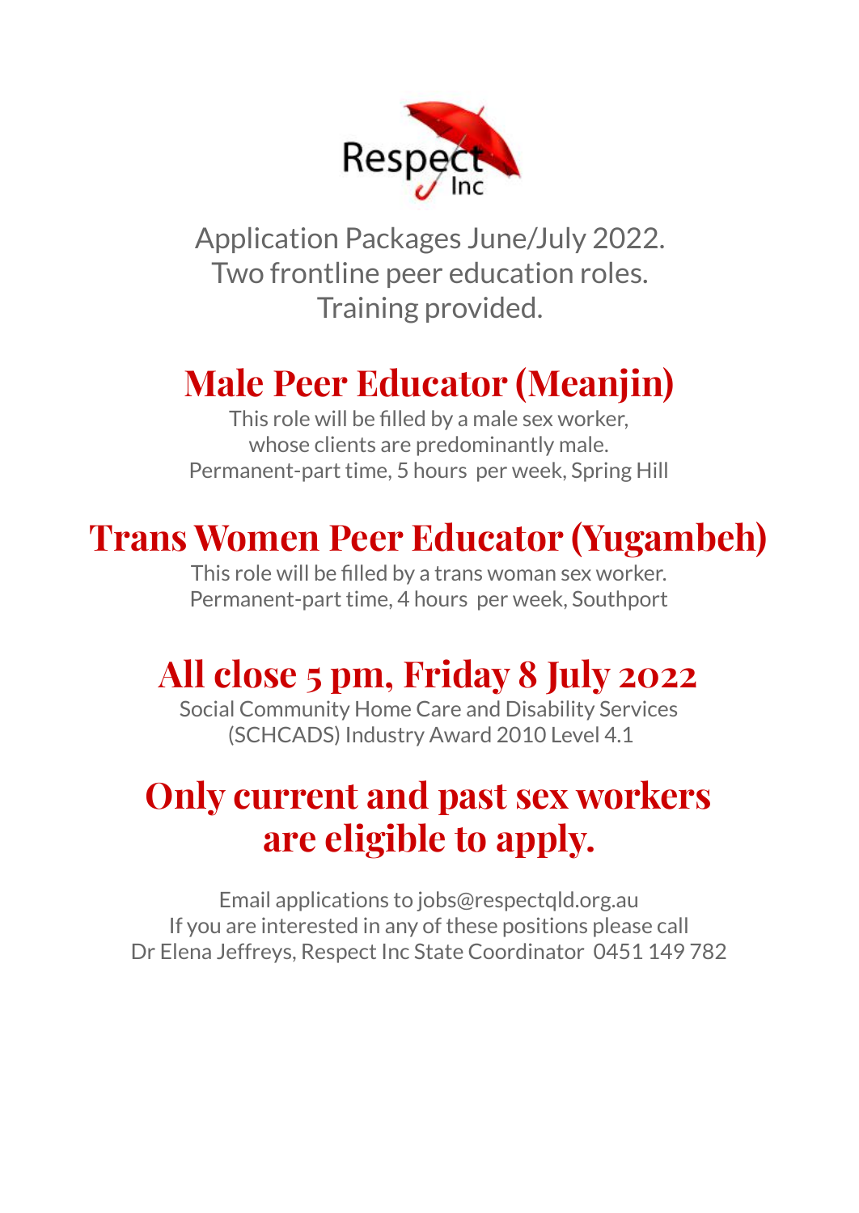Respect Inc

Application Packages June/July 2022.
Two frontline peer education roles.
Training provided.

## Male Peer Educator (Meanjin)

This role will be filled by a male sex worker,
whose clients are predominantly male.
Permanent-part time, 5 hours per week, Spring Hill

## Trans Women Peer Educator (Yugambeh)

This role will be filled by a trans woman sex worker.
Permanent-part time, 4 hours per week, Southport

## All close 5 pm, Friday 8 July 2022

Social Community Home Care and Disability Services
(SCHCADS) Industry Award 2010 Level 4.1

## Only current and past sex workers are eligible to apply.

Email applications to jobs@respectqld.org.au
If you are interested in any of these positions please call
Dr Elena Jeffreys, Respect Inc State Coordinator 0451 149 782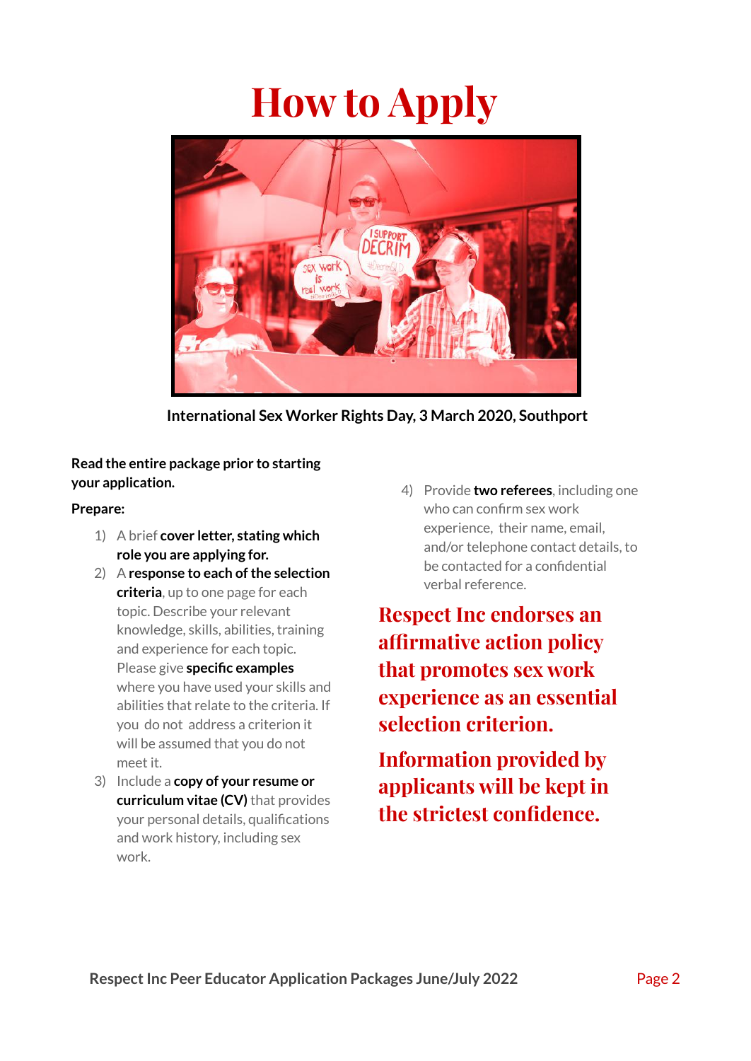# How to Apply

International Sex Worker Rights Day, 3 March 2020, Southport

**Read the entire package prior to starting your application.**

**Prepare:**

1) A brief **cover letter, stating which role you are applying for.**
2) A **response to each of the selection criteria**, up to one page for each topic. Describe your relevant knowledge, skills, abilities, training and experience for each topic. Please give **specific examples** where you have used your skills and abilities that relate to the criteria. If you do not address a criterion it will be assumed that you do not meet it.
3) Include a **copy of your resume or curriculum vitae (CV)** that provides your personal details, qualifications and work history, including sex work.
4) Provide **two referees**, including one who can confirm sex work experience, their name, email, and/or telephone contact details, to be contacted for a confidential verbal reference.

## Respect Inc endorses an affirmative action policy that promotes sex work experience as an essential selection criterion.

## Information provided by applicants will be kept in the strictest confidence.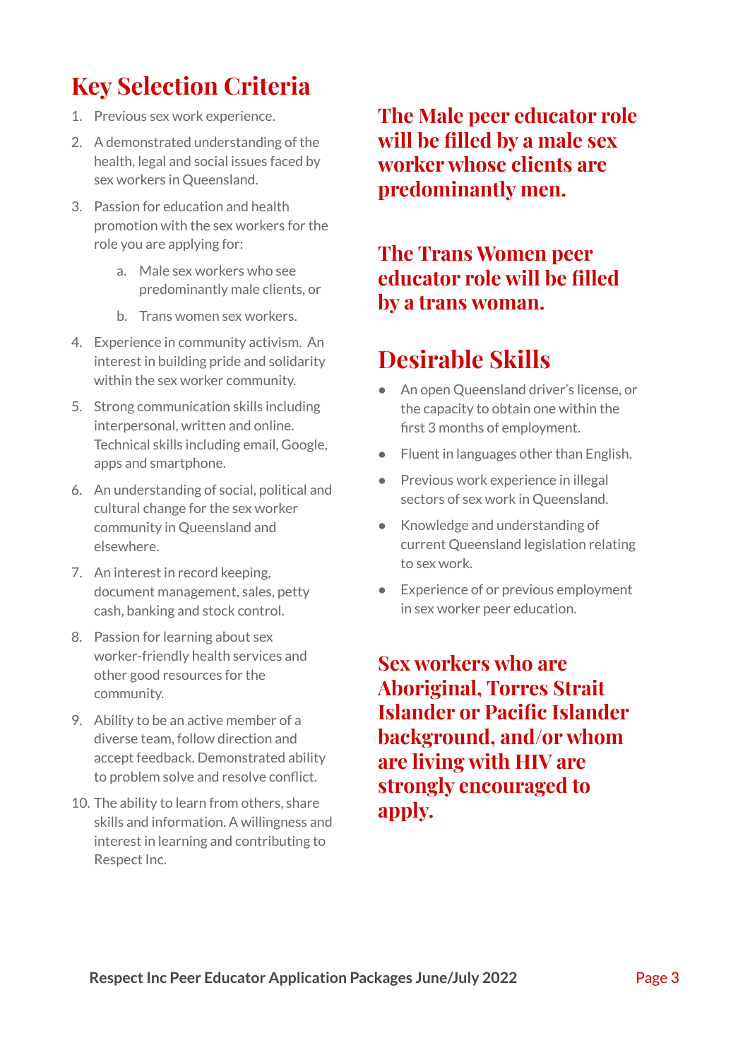## Key Selection Criteria

1. Previous sex work experience.
2. A demonstrated understanding of the health, legal and social issues faced by sex workers in Queensland.
3. Passion for education and health promotion with the sex workers for the role you are applying for:
    a. Male sex workers who see predominantly male clients, or
    b. Trans women sex workers.
4. Experience in community activism. An interest in building pride and solidarity within the sex worker community.
5. Strong communication skills including interpersonal, written and online. Technical skills including email, Google, apps and smartphone.
6. An understanding of social, political and cultural change for the sex worker community in Queensland and elsewhere.
7. An interest in record keeping, document management, sales, petty cash, banking and stock control.
8. Passion for learning about sex worker-friendly health services and other good resources for the community.
9. Ability to be an active member of a diverse team, follow direction and accept feedback. Demonstrated ability to problem solve and resolve conflict.
10. The ability to learn from others, share skills and information. A willingness and interest in learning and contributing to Respect Inc.

### The Male peer educator role will be filled by a male sex worker whose clients are predominantly men.

### The Trans Women peer educator role will be filled by a trans woman.

## Desirable Skills

- An open Queensland driver's license, or the capacity to obtain one within the first 3 months of employment.
- Fluent in languages other than English.
- Previous work experience in illegal sectors of sex work in Queensland.
- Knowledge and understanding of current Queensland legislation relating to sex work.
- Experience of or previous employment in sex worker peer education.

### Sex workers who are Aboriginal, Torres Strait Islander or Pacific Islander background, and/or whom are living with HIV are strongly encouraged to apply.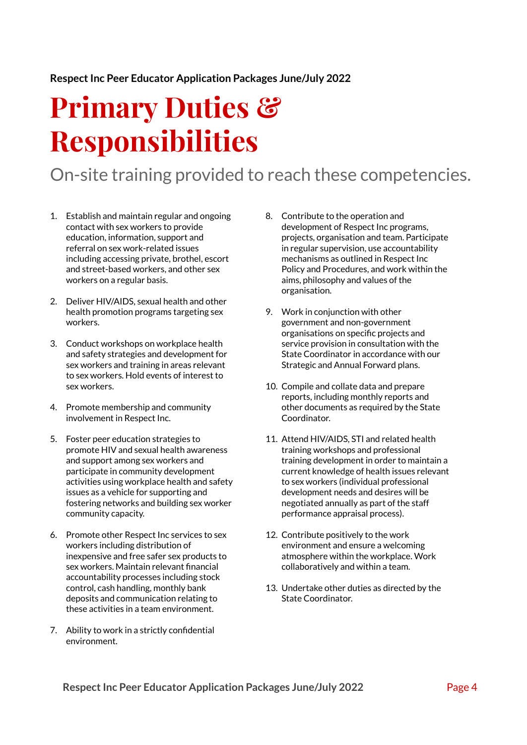# Primary Duties & Responsibilities

## On-site training provided to reach these competencies.

1. Establish and maintain regular and ongoing contact with sex workers to provide education, information, support and referral on sex work-related issues including accessing private, brothel, escort and street-based workers, and other sex workers on a regular basis.

2. Deliver HIV/AIDS, sexual health and other health promotion programs targeting sex workers.

3. Conduct workshops on workplace health and safety strategies and development for sex workers and training in areas relevant to sex workers. Hold events of interest to sex workers.

4. Promote membership and community involvement in Respect Inc.

5. Foster peer education strategies to promote HIV and sexual health awareness and support among sex workers and participate in community development activities using workplace health and safety issues as a vehicle for supporting and fostering networks and building sex worker community capacity.

6. Promote other Respect Inc services to sex workers including distribution of inexpensive and free safer sex products to sex workers. Maintain relevant financial accountability processes including stock control, cash handling, monthly bank deposits and communication relating to these activities in a team environment.

7. Ability to work in a strictly confidential environment.

8. Contribute to the operation and development of Respect Inc programs, projects, organisation and team. Participate in regular supervision, use accountability mechanisms as outlined in Respect Inc Policy and Procedures, and work within the aims, philosophy and values of the organisation.

9. Work in conjunction with other government and non-government organisations on specific projects and service provision in consultation with the State Coordinator in accordance with our Strategic and Annual Forward plans.

10. Compile and collate data and prepare reports, including monthly reports and other documents as required by the State Coordinator.

11. Attend HIV/AIDS, STI and related health training workshops and professional training development in order to maintain a current knowledge of health issues relevant to sex workers (individual professional development needs and desires will be negotiated annually as part of the staff performance appraisal process).

12. Contribute positively to the work environment and ensure a welcoming atmosphere within the workplace. Work collaboratively and within a team.

13. Undertake other duties as directed by the State Coordinator.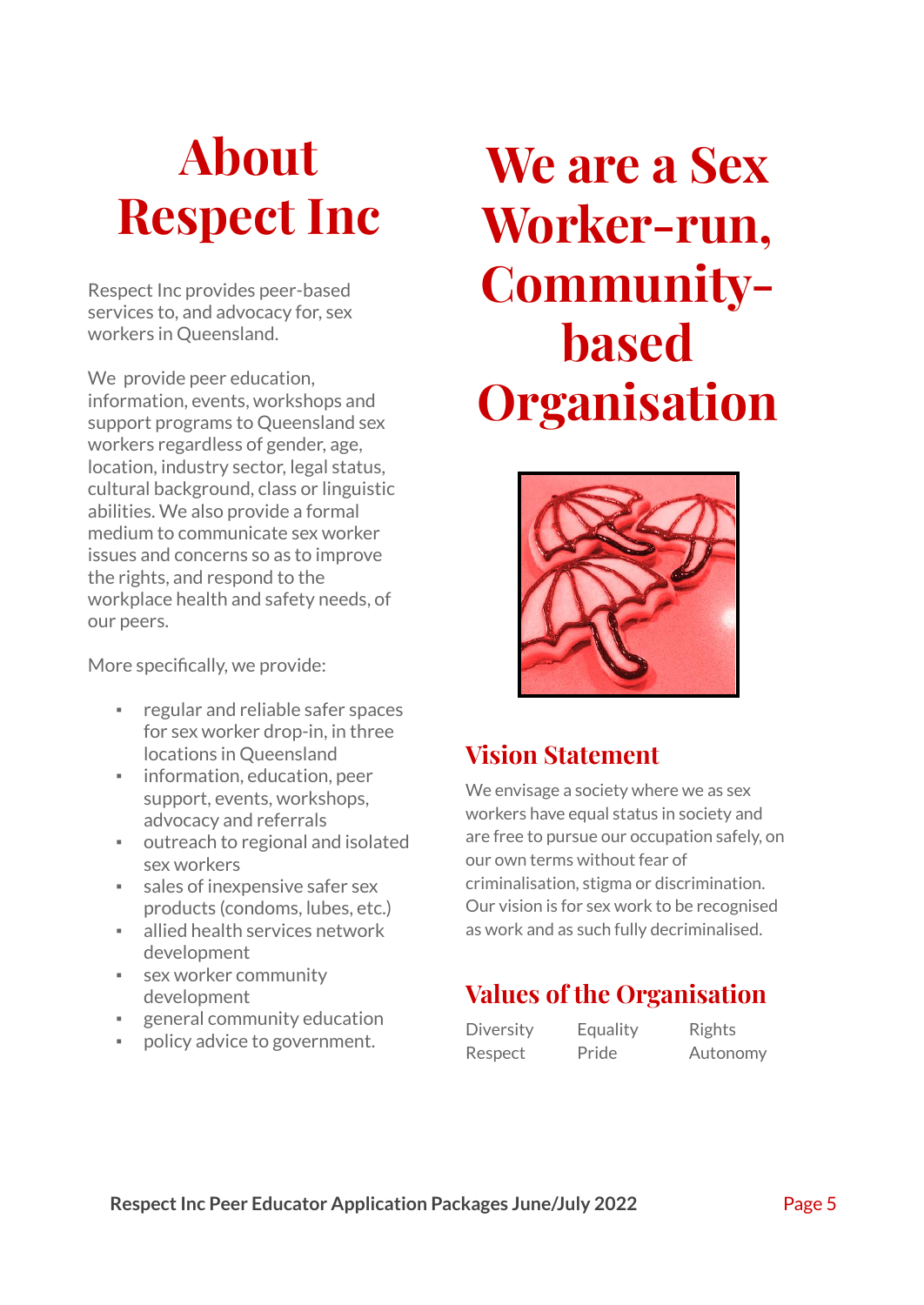# About Respect Inc

Respect Inc provides peer-based services to, and advocacy for, sex workers in Queensland.

We provide peer education, information, events, workshops and support programs to Queensland sex workers regardless of gender, age, location, industry sector, legal status, cultural background, class or linguistic abilities. We also provide a formal medium to communicate sex worker issues and concerns so as to improve the rights, and respond to the workplace health and safety needs, of our peers.

More specifically, we provide:

- regular and reliable safer spaces for sex worker drop-in, in three locations in Queensland
- information, education, peer support, events, workshops, advocacy and referrals
- outreach to regional and isolated sex workers
- sales of inexpensive safer sex products (condoms, lubes, etc.)
- allied health services network development
- sex worker community development
- general community education
- policy advice to government.

# We are a Sex Worker-run, Community-based Organisation

## Vision Statement

We envisage a society where we as sex workers have equal status in society and are free to pursue our occupation safely, on our own terms without fear of criminalisation, stigma or discrimination. Our vision is for sex work to be recognised as work and as such fully decriminalised.

## Values of the Organisation

| Diversity | Equality | Rights |
|---|---|---|
| Respect | Pride | Autonomy |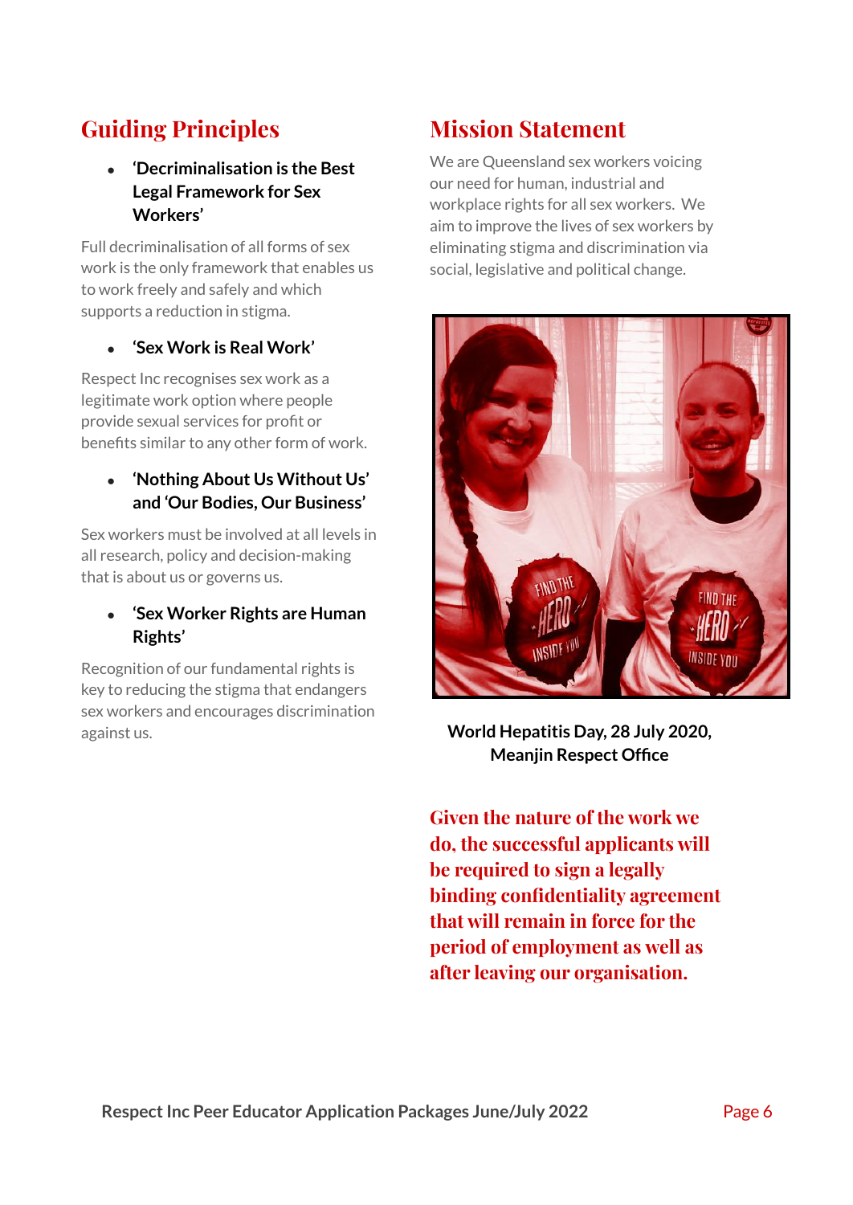## Guiding Principles

- **'Decriminalisation is the Best Legal Framework for Sex Workers'**

Full decriminalisation of all forms of sex work is the only framework that enables us to work freely and safely and which supports a reduction in stigma.

- **'Sex Work is Real Work'**

Respect Inc recognises sex work as a legitimate work option where people provide sexual services for profit or benefits similar to any other form of work.

- **'Nothing About Us Without Us' and 'Our Bodies, Our Business'**

Sex workers must be involved at all levels in all research, policy and decision-making that is about us or governs us.

- **'Sex Worker Rights are Human Rights'**

Recognition of our fundamental rights is key to reducing the stigma that endangers sex workers and encourages discrimination against us.

## Mission Statement

We are Queensland sex workers voicing our need for human, industrial and workplace rights for all sex workers. We aim to improve the lives of sex workers by eliminating stigma and discrimination via social, legislative and political change.

**World Hepatitis Day, 28 July 2020, Meanjin Respect Office**

**Given the nature of the work we do, the successful applicants will be required to sign a legally binding confidentiality agreement that will remain in force for the period of employment as well as after leaving our organisation.**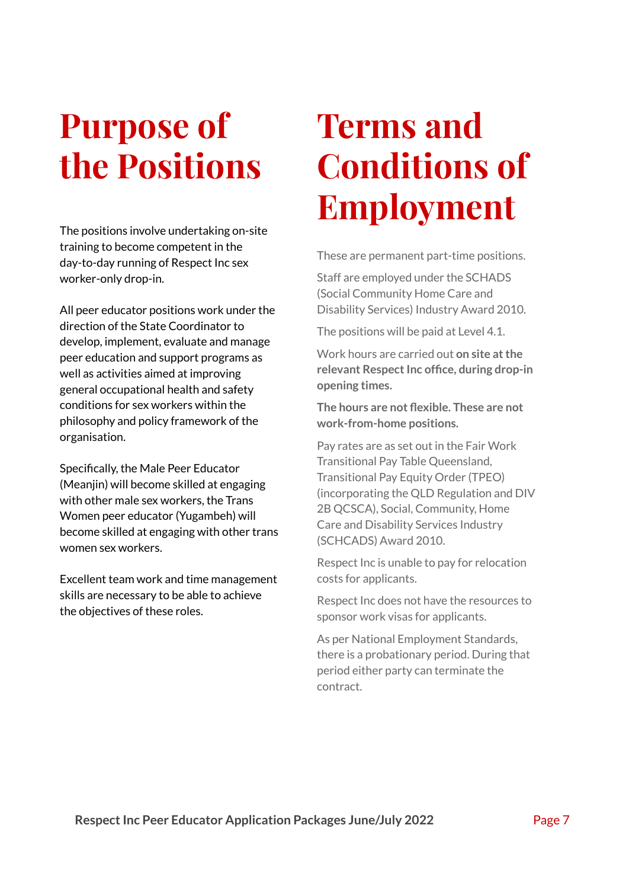# Purpose of the Positions

The positions involve undertaking on-site training to become competent in the day-to-day running of Respect Inc sex worker-only drop-in.

All peer educator positions work under the direction of the State Coordinator to develop, implement, evaluate and manage peer education and support programs as well as activities aimed at improving general occupational health and safety conditions for sex workers within the philosophy and policy framework of the organisation.

Specifically, the Male Peer Educator (Meanjin) will become skilled at engaging with other male sex workers, the Trans Women peer educator (Yugambeh) will become skilled at engaging with other trans women sex workers.

Excellent team work and time management skills are necessary to be able to achieve the objectives of these roles.

# Terms and Conditions of Employment

These are permanent part-time positions.

Staff are employed under the SCHADS (Social Community Home Care and Disability Services) Industry Award 2010.

The positions will be paid at Level 4.1.

Work hours are carried out **on site at the relevant Respect Inc office, during drop-in opening times.**

**The hours are not flexible. These are not work-from-home positions.**

Pay rates are as set out in the Fair Work Transitional Pay Table Queensland, Transitional Pay Equity Order (TPEO) (incorporating the QLD Regulation and DIV 2B QCSCA), Social, Community, Home Care and Disability Services Industry (SCHCADS) Award 2010.

Respect Inc is unable to pay for relocation costs for applicants.

Respect Inc does not have the resources to sponsor work visas for applicants.

As per National Employment Standards, there is a probationary period. During that period either party can terminate the contract.